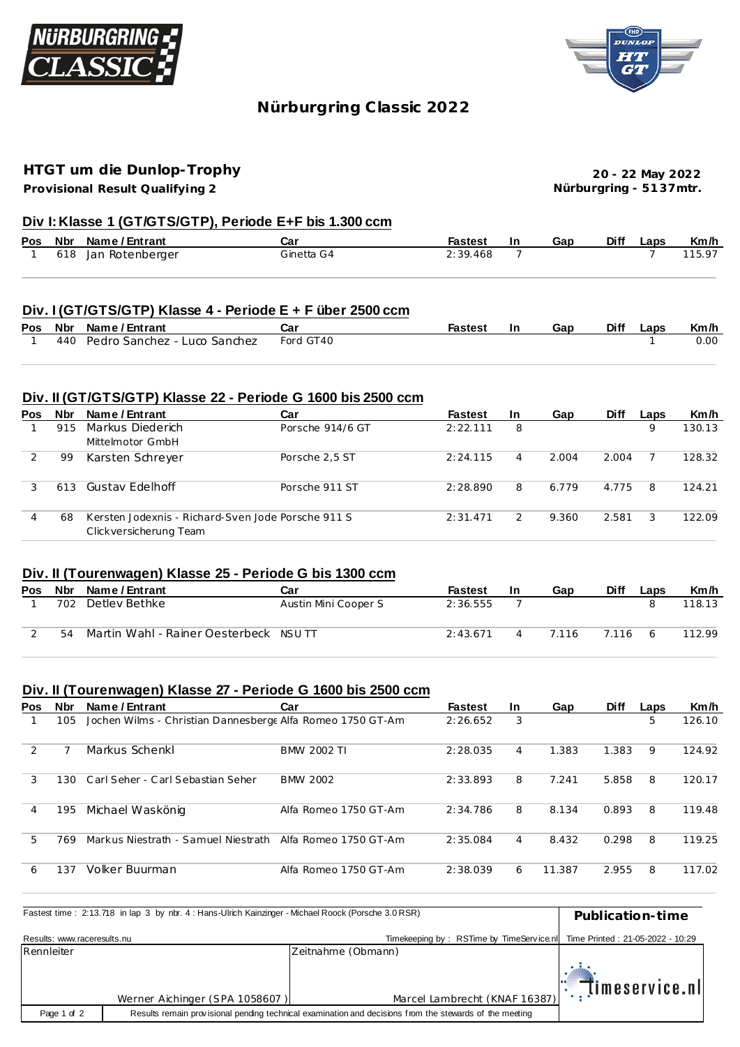# Nürburgring Classic 2022

## HTGT um die Dunlop-Trophy

**Provisional Result Qualifying 2**

**20 - 22 May 2022**
**Nürburgring - 5137mtr.**

### Div I: Klasse 1 (GT/GTS/GTP), Periode E+F bis 1.300 ccm

| Pos | Nbr | Name / Entrant | Car | Fastest | In | Gap | Diff | Laps | Km/h |
|---|---|---|---|---|---|---|---|---|---|
| 1 | 618 | Jan Rotenberger | Ginetta G4 | 2:39.468 | 7 | | | 7 | 115.97 |

### Div. I (GT/GTS/GTP) Klasse 4 - Periode E + F über 2500 ccm

| Pos | Nbr | Name / Entrant | Car | Fastest | In | Gap | Diff | Laps | Km/h |
|---|---|---|---|---|---|---|---|---|---|
| 1 | 440 | Pedro Sanchez - Luco Sanchez | Ford GT40 | | | | | 1 | 0.00 |

### Div. II (GT/GTS/GTP) Klasse 22 - Periode G 1600 bis 2500 ccm

| Pos | Nbr | Name / Entrant | Car | Fastest | In | Gap | Diff | Laps | Km/h |
|---|---|---|---|---|---|---|---|---|---|
| 1 | 915 | Markus Diederich<br>Mittelmotor GmbH | Porsche 914/6 GT | 2:22.111 | 8 | | | 9 | 130.13 |
| 2 | 99 | Karsten Schreyer | Porsche 2,5 ST | 2:24.115 | 4 | 2.004 | 2.004 | 7 | 128.32 |
| 3 | 613 | Gustav Edelhoff | Porsche 911 ST | 2:28.890 | 8 | 6.779 | 4.775 | 8 | 124.21 |
| 4 | 68 | Kersten Jodexnis - Richard-Sven Jode<br>Clickversicherung Team | Porsche 911 S | 2:31.471 | 2 | 9.360 | 2.581 | 3 | 122.09 |

### Div. II (Tourenwagen) Klasse 25 - Periode G bis 1300 ccm

| Pos | Nbr | Name / Entrant | Car | Fastest | In | Gap | Diff | Laps | Km/h |
|---|---|---|---|---|---|---|---|---|---|
| 1 | 702 | Detlev Bethke | Austin Mini Cooper S | 2:36.555 | 7 | | | 8 | 118.13 |
| 2 | 54 | Martin Wahl - Rainer Oesterbeck | NSU TT | 2:43.671 | 4 | 7.116 | 7.116 | 6 | 112.99 |

### Div. II (Tourenwagen) Klasse 27 - Periode G 1600 bis 2500 ccm

| Pos | Nbr | Name / Entrant | Car | Fastest | In | Gap | Diff | Laps | Km/h |
|---|---|---|---|---|---|---|---|---|---|
| 1 | 105 | Jochen Wilms - Christian Dannesberge | Alfa Romeo 1750 GT-Am | 2:26.652 | 3 | | | 5 | 126.10 |
| 2 | 7 | Markus Schenkl | BMW 2002 TI | 2:28.035 | 4 | 1.383 | 1.383 | 9 | 124.92 |
| 3 | 130 | Carl Seher - Carl Sebastian Seher | BMW 2002 | 2:33.893 | 8 | 7.241 | 5.858 | 8 | 120.17 |
| 4 | 195 | Michael Waskönig | Alfa Romeo 1750 GT-Am | 2:34.786 | 8 | 8.134 | 0.893 | 8 | 119.48 |
| 5 | 769 | Markus Niestrath - Samuel Niestrath | Alfa Romeo 1750 GT-Am | 2:35.084 | 4 | 8.432 | 0.298 | 8 | 119.25 |
| 6 | 137 | Volker Buurman | Alfa Romeo 1750 GT-Am | 2:38.039 | 6 | 11.387 | 2.955 | 8 | 117.02 |

Fastest time : 2:13.718 in lap 3 by nbr. 4 : Hans-Ulrich Kainzinger - Michael Roock (Porsche 3.0 RSR)

**Publication-time**

Results: www.raceresults.nu

Timekeeping by : RSTime by TimeService.nl

Time Printed : 21-05-2022 - 10:29

| Rennleiter | Zeitnahme (Obmann) |
|---|---|
| Werner Aichinger (SPA 1058607) | Marcel Lambrecht (KNAF 16387) |

Results remain provisional pending technical examination and decisions from the stewards of the meeting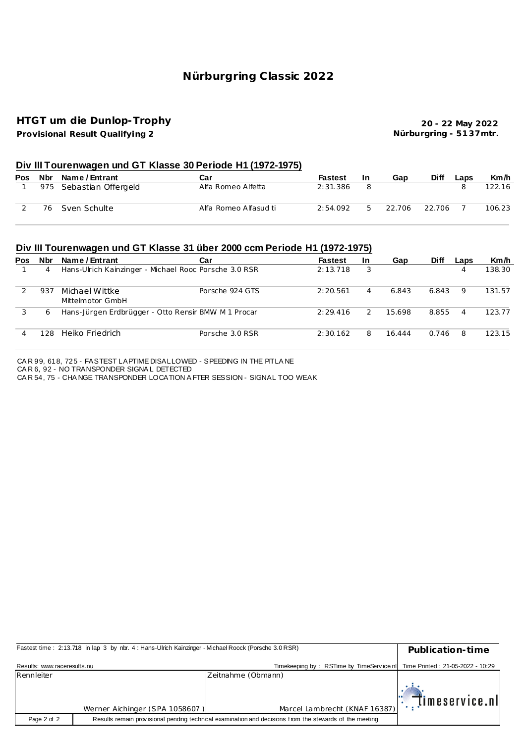# Nürburgring Classic 2022

## HTGT um die Dunlop-Trophy

**Provisional Result Qualifying 2**

**20 - 22 May 2022**
**Nürburgring - 5137mtr.**

### Div III Tourenwagen und GT Klasse 30 Periode H1 (1972-1975)

| Pos | Nbr | Name / Entrant | Car | Fastest | In | Gap | Diff | Laps | Km/h |
|---|---|---|---|---|---|---|---|---|---|
| 1 | 975 | Sebastian Offergeld | Alfa Romeo Alfetta | 2:31.386 | 8 | | | 8 | 122.16 |
| 2 | 76 | Sven Schulte | Alfa Romeo Alfasud ti | 2:54.092 | 5 | 22.706 | 22.706 | 7 | 106.23 |

### Div III Tourenwagen und GT Klasse 31 über 2000 ccm Periode H1 (1972-1975)

| Pos | Nbr | Name / Entrant | Car | Fastest | In | Gap | Diff | Laps | Km/h |
|---|---|---|---|---|---|---|---|---|---|
| 1 | 4 | Hans-Ulrich Kainzinger - Michael Rooc | Porsche 3.0 RSR | 2:13.718 | 3 | | | 4 | 138.30 |
| 2 | 937 | Michael Wittke<br>Mittelmotor GmbH | Porsche 924 GTS | 2:20.561 | 4 | 6.843 | 6.843 | 9 | 131.57 |
| 3 | 6 | Hans-Jürgen Erdbrügger - Otto Rensir | BMW M 1 Procar | 2:29.416 | 2 | 15.698 | 8.855 | 4 | 123.77 |
| 4 | 128 | Heiko Friedrich | Porsche 3.0 RSR | 2:30.162 | 8 | 16.444 | 0.746 | 8 | 123.15 |

CAR 99, 618, 725 - FASTEST LAPTIME DISALLOWED - SPEEDING IN THE PITLANE
CAR 6, 92 - NO TRANSPONDER SIGNAL DETECTED
CAR 54, 75 - CHANGE TRANSPONDER LOCATION AFTER SESSION - SIGNAL TOO WEAK

| | | |
|---|---|---|
| Fastest time : 2:13.718 in lap 3 by nbr. 4 : Hans-Ulrich Kainzinger - Michael Roock (Porsche 3.0 RSR) | | Publication-time |
| Results: www.raceresults.nu | Timekeeping by : RSTime by TimeService.nl | Time Printed : 21-05-2022 - 10:29 |
| Rennleiter<br>Werner Aichinger (SPA 1058607) | Zeitnahme (Obmann)<br>Marcel Lambrecht (KNAF 16387) | timeservice.nl |

Results remain provisional pending technical examination and decisions from the stewards of the meeting